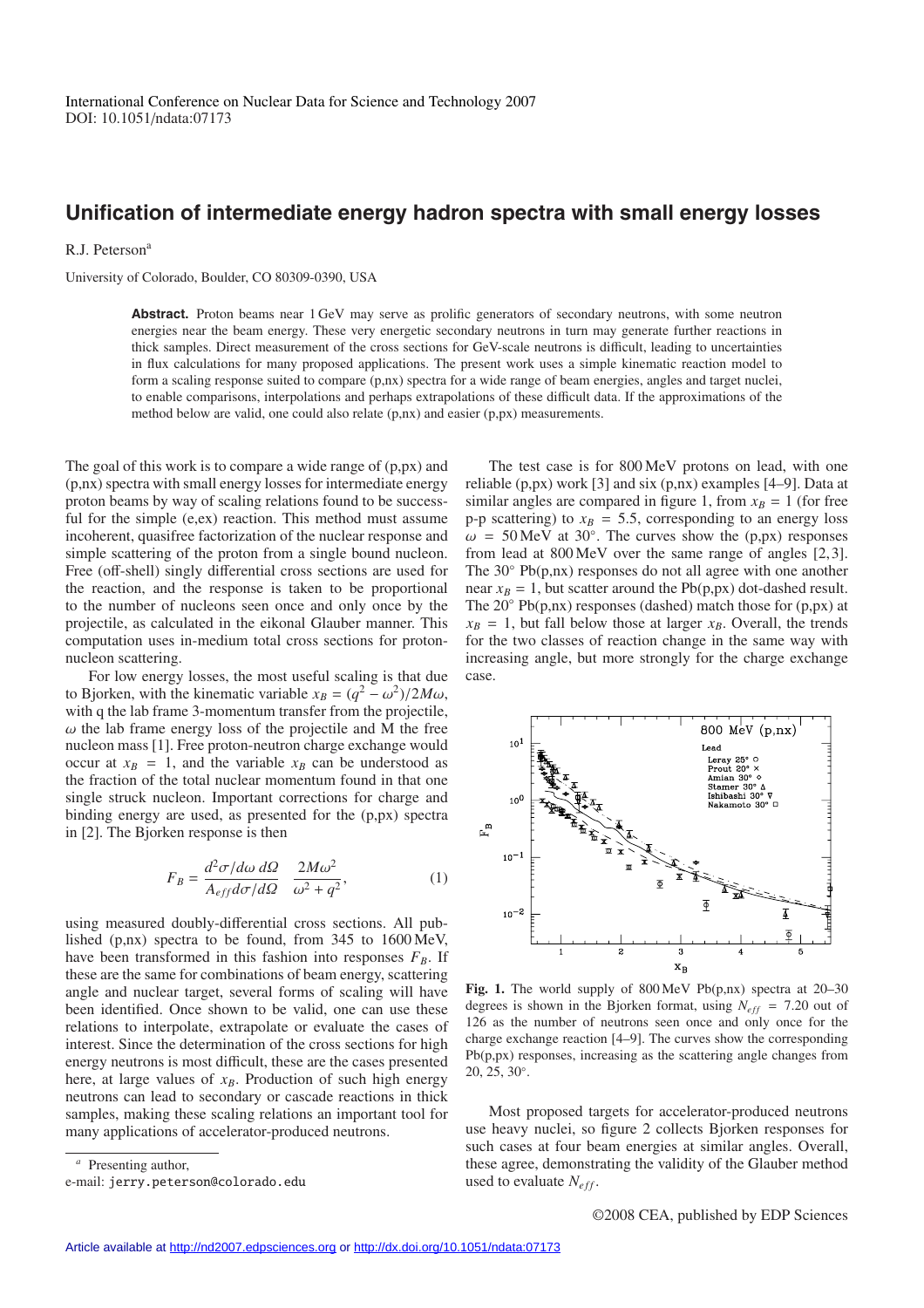International Conference on Nuclear Data for Science and Technology 2007
DOI: 10.1051/ndata:07173

# Unification of intermediate energy hadron spectra with small energy losses

R.J. Peterson[a]

University of Colorado, Boulder, CO 80309-0390, USA

**Abstract.** Proton beams near 1 GeV may serve as prolific generators of secondary neutrons, with some neutron energies near the beam energy. These very energetic secondary neutrons in turn may generate further reactions in thick samples. Direct measurement of the cross sections for GeV-scale neutrons is difficult, leading to uncertainties in flux calculations for many proposed applications. The present work uses a simple kinematic reaction model to form a scaling response suited to compare (p,nx) spectra for a wide range of beam energies, angles and target nuclei, to enable comparisons, interpolations and perhaps extrapolations of these difficult data. If the approximations of the method below are valid, one could also relate (p,nx) and easier (p,px) measurements.

The goal of this work is to compare a wide range of (p,px) and (p,nx) spectra with small energy losses for intermediate energy proton beams by way of scaling relations found to be successful for the simple (e,ex) reaction. This method must assume incoherent, quasifree factorization of the nuclear response and simple scattering of the proton from a single bound nucleon. Free (off-shell) singly differential cross sections are used for the reaction, and the response is taken to be proportional to the number of nucleons seen once and only once by the projectile, as calculated in the eikonal Glauber manner. This computation uses in-medium total cross sections for proton-nucleon scattering.

For low energy losses, the most useful scaling is that due to Bjorken, with the kinematic variable $x_B = (q^2 - \omega^2)/2M\omega$, with q the lab frame 3-momentum transfer from the projectile, $\omega$ the lab frame energy loss of the projectile and M the free nucleon mass [1]. Free proton-neutron charge exchange would occur at $x_B = 1$, and the variable $x_B$ can be understood as the fraction of the total nuclear momentum found in that one single struck nucleon. Important corrections for charge and binding energy are used, as presented for the (p,px) spectra in [2]. The Bjorken response is then

$$F_B = \frac{d^2\sigma/d\omega\, d\Omega}{A_{eff} d\sigma/d\Omega} \frac{2M\omega^2}{\omega^2 + q^2}, \tag{1}$$

using measured doubly-differential cross sections. All published (p,nx) spectra to be found, from 345 to 1600 MeV, have been transformed in this fashion into responses $F_B$. If these are the same for combinations of beam energy, scattering angle and nuclear target, several forms of scaling will have been identified. Once shown to be valid, one can use these relations to interpolate, extrapolate or evaluate the cases of interest. Since the determination of the cross sections for high energy neutrons is most difficult, these are the cases presented here, at large values of $x_B$. Production of such high energy neutrons can lead to secondary or cascade reactions in thick samples, making these scaling relations an important tool for many applications of accelerator-produced neutrons.

The test case is for 800 MeV protons on lead, with one reliable (p,px) work [3] and six (p,nx) examples [4–9]. Data at similar angles are compared in figure 1, from $x_B = 1$ (for free p-p scattering) to $x_B = 5.5$, corresponding to an energy loss $\omega = 50$ MeV at 30°. The curves show the (p,px) responses from lead at 800 MeV over the same range of angles [2,3]. The 30° Pb(p,nx) responses do not all agree with one another near $x_B = 1$, but scatter around the Pb(p,px) dot-dashed result. The 20° Pb(p,nx) responses (dashed) match those for (p,px) at $x_B = 1$, but fall below those at larger $x_B$. Overall, the trends for the two classes of reaction change in the same way with increasing angle, but more strongly for the charge exchange case.

**Fig. 1.** The world supply of 800 MeV Pb(p,nx) spectra at 20–30 degrees is shown in the Bjorken format, using $N_{eff} = 7.20$ out of 126 as the number of neutrons seen once and only once for the charge exchange reaction [4–9]. The curves show the corresponding Pb(p,px) responses, increasing as the scattering angle changes from 20, 25, 30°.

Most proposed targets for accelerator-produced neutrons use heavy nuclei, so figure 2 collects Bjorken responses for such cases at four beam energies at similar angles. Overall, these agree, demonstrating the validity of the Glauber method used to evaluate $N_{eff}$.

[a] Presenting author,
e-mail: jerry.peterson@colorado.edu

©2008 CEA, published by EDP Sciences

Article available at http://nd2007.edpsciences.org or http://dx.doi.org/10.1051/ndata:07173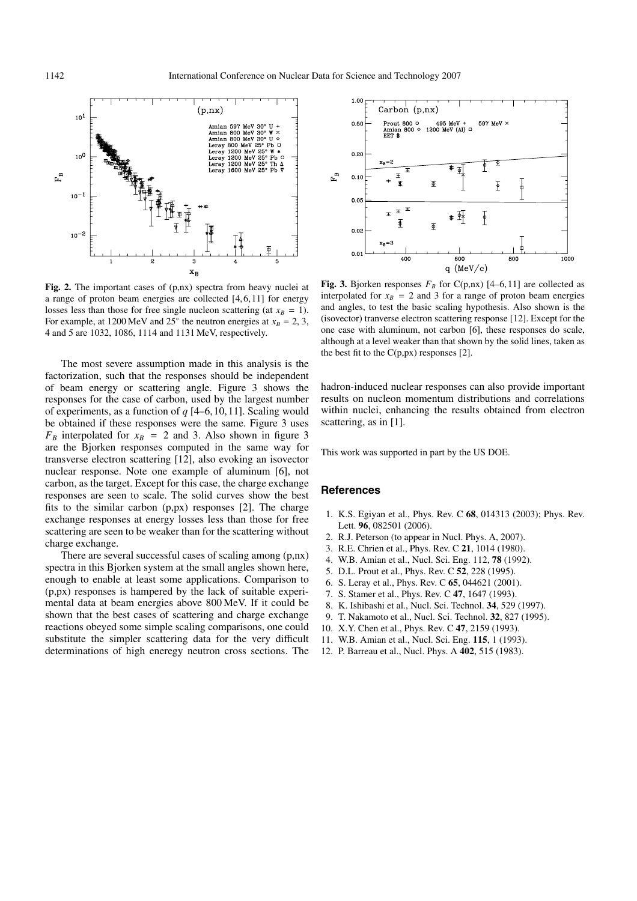(p,nx)

Amian 597 MeV 30° U +
Amian 800 MeV 30° W ×
Amian 800 MeV 30° U ◇
Leray 800 MeV 25° Pb □
Leray 1200 MeV 25° W ✱
Leray 1200 MeV 25° Pb ○
Leray 1200 MeV 25° Th △
Leray 1600 MeV 25° Pb ▽

$F_B$

$x_B$

**Fig. 2.** The important cases of (p,nx) spectra from heavy nuclei at a range of proton beam energies are collected [4,6,11] for energy losses less than those for free single nucleon scattering (at $x_B = 1$). For example, at 1200 MeV and 25° the neutron energies at $x_B = 2$, 3, 4 and 5 are 1032, 1086, 1114 and 1131 MeV, respectively.

Carbon (p,nx)

Prout 800 ○ 495 MeV + 597 MeV ×
Amian 800 ◇ 1200 MeV (Al) □
EET $

$x_B=2$

$x_B=3$

$F_B$

q (MeV/c)

**Fig. 3.** Bjorken responses $F_B$ for C(p,nx) [4–6,11] are collected as interpolated for $x_B = 2$ and 3 for a range of proton beam energies and angles, to test the basic scaling hypothesis. Also shown is the (isovector) tranverse electron scattering response [12]. Except for the one case with aluminum, not carbon [6], these responses do scale, although at a level weaker than that shown by the solid lines, taken as the best fit to the C(p,px) responses [2].

The most severe assumption made in this analysis is the factorization, such that the responses should be independent of beam energy or scattering angle. Figure 3 shows the responses for the case of carbon, used by the largest number of experiments, as a function of $q$ [4–6,10,11]. Scaling would be obtained if these responses were the same. Figure 3 uses $F_B$ interpolated for $x_B = 2$ and 3. Also shown in figure 3 are the Bjorken responses computed in the same way for transverse electron scattering [12], also evoking an isovector nuclear response. Note one example of aluminum [6], not carbon, as the target. Except for this case, the charge exchange responses are seen to scale. The solid curves show the best fits to the similar carbon (p,px) responses [2]. The charge exchange responses at energy losses less than those for free scattering are seen to be weaker than for the scattering without charge exchange.

There are several successful cases of scaling among (p,nx) spectra in this Bjorken system at the small angles shown here, enough to enable at least some applications. Comparison to (p,px) responses is hampered by the lack of suitable experimental data at beam energies above 800 MeV. If it could be shown that the best cases of scattering and charge exchange reactions obeyed some simple scaling comparisons, one could substitute the simpler scattering data for the very difficult determinations of high eneregy neutron cross sections. The hadron-induced nuclear responses can also provide important results on nucleon momentum distributions and correlations within nuclei, enhancing the results obtained from electron scattering, as in [1].

This work was supported in part by the US DOE.

## References

1. K.S. Egiyan et al., Phys. Rev. C **68**, 014313 (2003); Phys. Rev. Lett. **96**, 082501 (2006).
2. R.J. Peterson (to appear in Nucl. Phys. A, 2007).
3. R.E. Chrien et al., Phys. Rev. C **21**, 1014 (1980).
4. W.B. Amian et al., Nucl. Sci. Eng. 112, **78** (1992).
5. D.L. Prout et al., Phys. Rev. C **52**, 228 (1995).
6. S. Leray et al., Phys. Rev. C **65**, 044621 (2001).
7. S. Stamer et al., Phys. Rev. C **47**, 1647 (1993).
8. K. Ishibashi et al., Nucl. Sci. Technol. **34**, 529 (1997).
9. T. Nakamoto et al., Nucl. Sci. Technol. **32**, 827 (1995).
10. X.Y. Chen et al., Phys. Rev. C **47**, 2159 (1993).
11. W.B. Amian et al., Nucl. Sci. Eng. **115**, 1 (1993).
12. P. Barreau et al., Nucl. Phys. A **402**, 515 (1983).